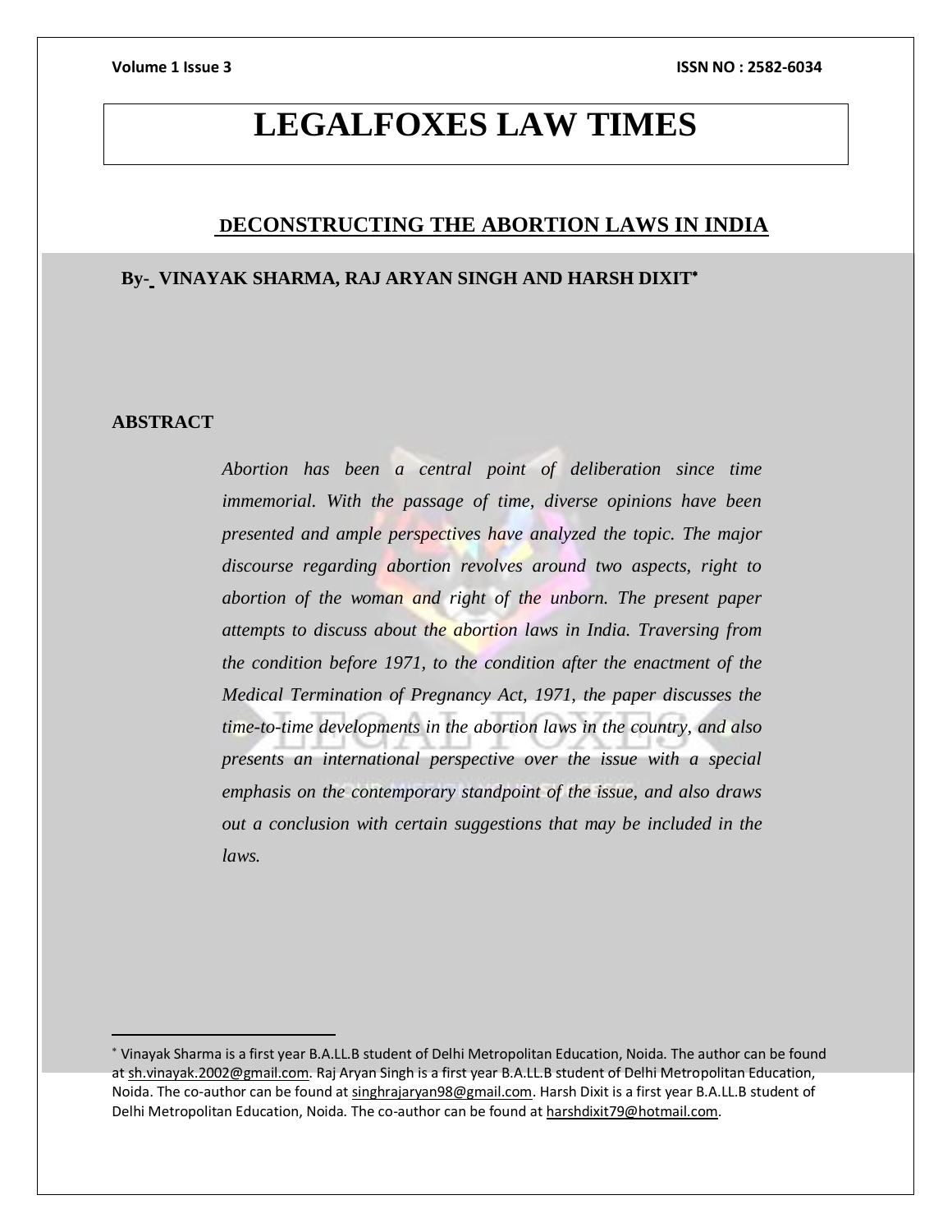# LEGALFOXES LAW TIMES

## DECONSTRUCTING THE ABORTION LAWS IN INDIA

**By- VINAYAK SHARMA, RAJ ARYAN SINGH AND HARSH DIXIT[*]**

### ABSTRACT

*Abortion has been a central point of deliberation since time immemorial. With the passage of time, diverse opinions have been presented and ample perspectives have analyzed the topic. The major discourse regarding abortion revolves around two aspects, right to abortion of the woman and right of the unborn. The present paper attempts to discuss about the abortion laws in India. Traversing from the condition before 1971, to the condition after the enactment of the Medical Termination of Pregnancy Act, 1971, the paper discusses the time-to-time developments in the abortion laws in the country, and also presents an international perspective over the issue with a special emphasis on the contemporary standpoint of the issue, and also draws out a conclusion with certain suggestions that may be included in the laws.*

---

[*] Vinayak Sharma is a first year B.A.LL.B student of Delhi Metropolitan Education, Noida. The author can be found at sh.vinayak.2002@gmail.com. Raj Aryan Singh is a first year B.A.LL.B student of Delhi Metropolitan Education, Noida. The co-author can be found at singhrajaryan98@gmail.com. Harsh Dixit is a first year B.A.LL.B student of Delhi Metropolitan Education, Noida. The co-author can be found at harshdixit79@hotmail.com.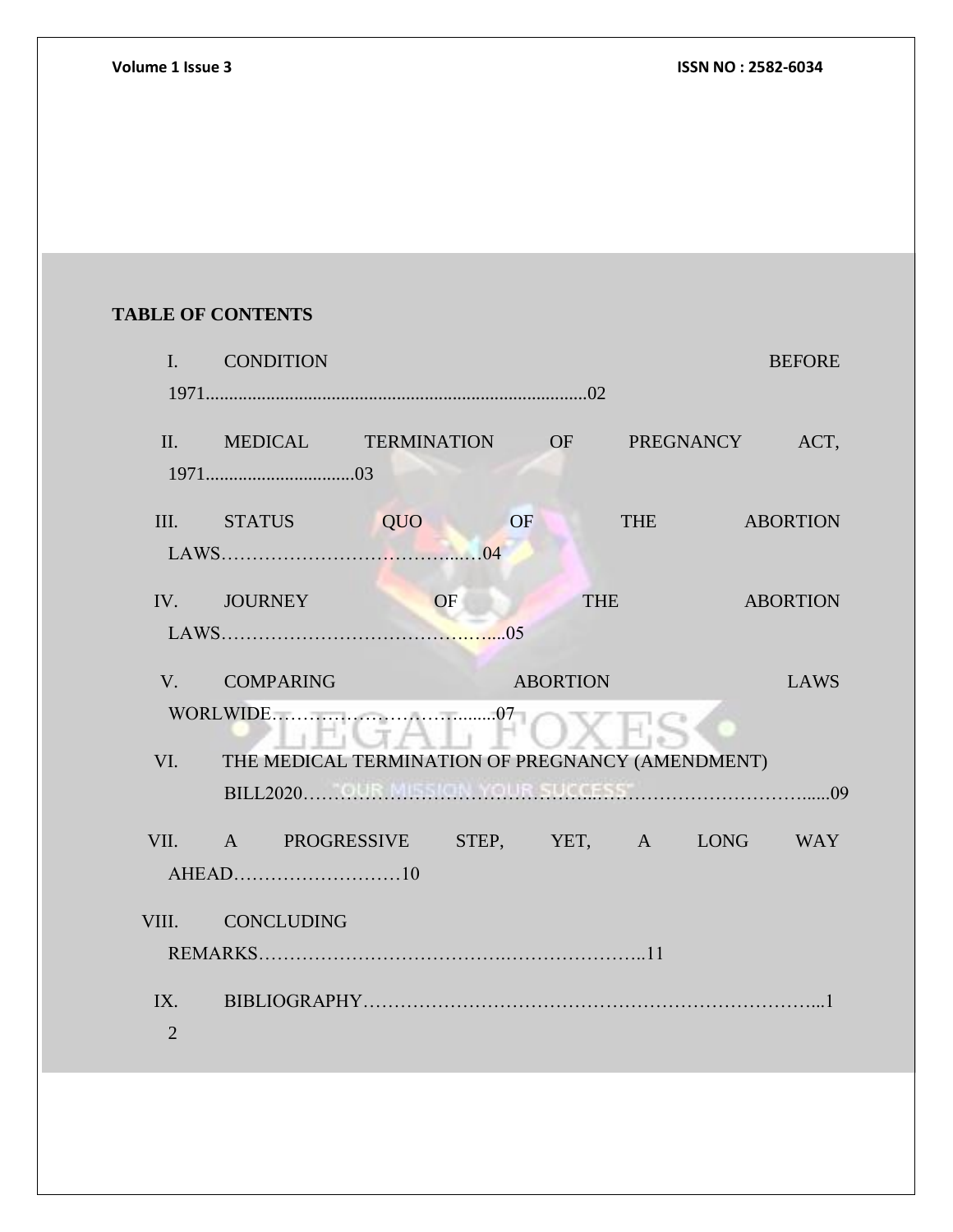**TABLE OF CONTENTS**

I. CONDITION BEFORE 1971..................................................................................02

II. MEDICAL TERMINATION OF PREGNANCY ACT, 1971................................03

III. STATUS QUO OF THE ABORTION LAWS………………………………...…04

IV. JOURNEY OF THE ABORTION LAWS……………………………………..….....05

V. COMPARING ABORTION LAWS WORLWIDE……………………………........07

VI. THE MEDICAL TERMINATION OF PREGNANCY (AMENDMENT) BILL2020……………………………………………...……………………………......09

VII. A PROGRESSIVE STEP, YET, A LONG WAY AHEAD………………………10

VIII. CONCLUDING REMARKS………………………………….…………………..11

IX. BIBLIOGRAPHY…………………………………………………………………...12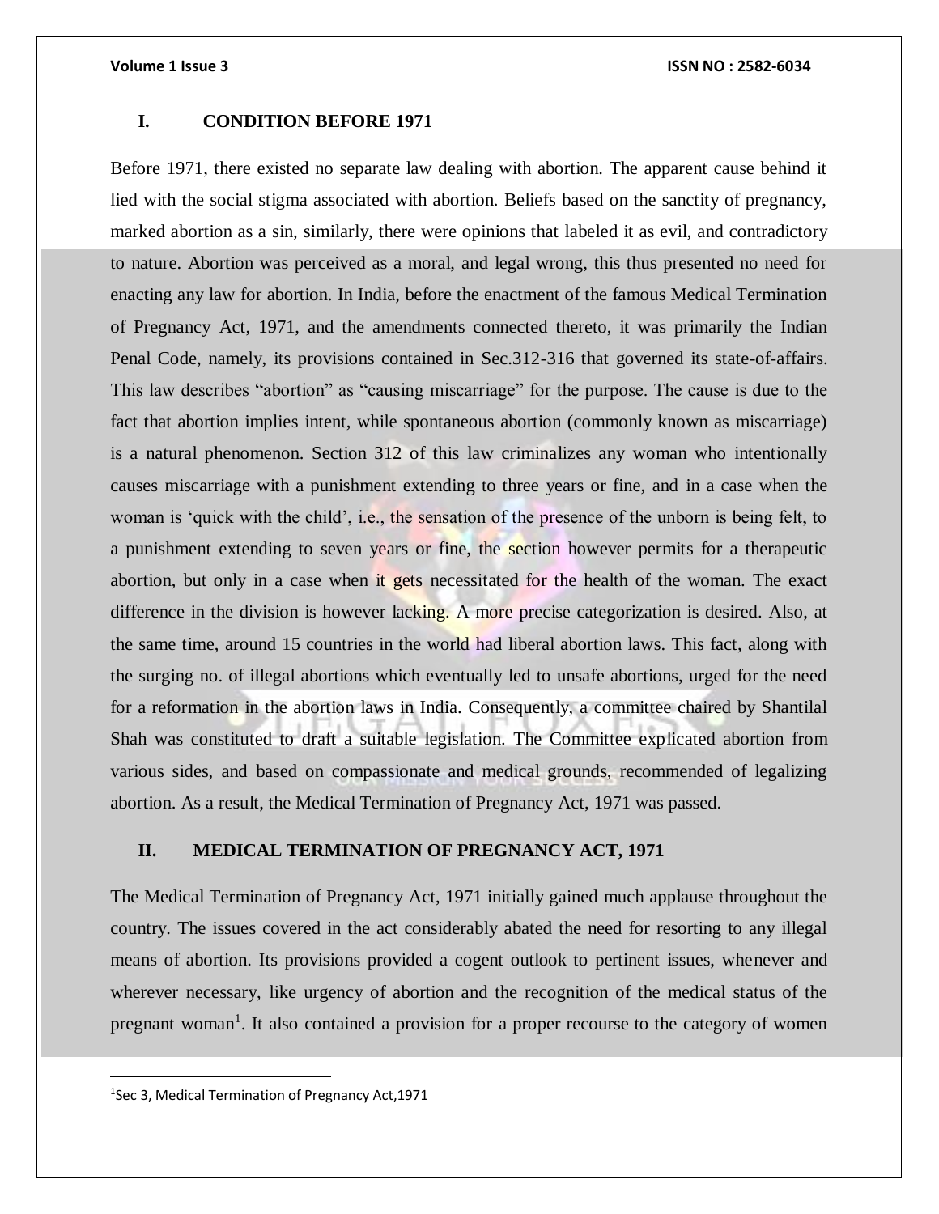## I. CONDITION BEFORE 1971

Before 1971, there existed no separate law dealing with abortion. The apparent cause behind it lied with the social stigma associated with abortion. Beliefs based on the sanctity of pregnancy, marked abortion as a sin, similarly, there were opinions that labeled it as evil, and contradictory to nature. Abortion was perceived as a moral, and legal wrong, this thus presented no need for enacting any law for abortion. In India, before the enactment of the famous Medical Termination of Pregnancy Act, 1971, and the amendments connected thereto, it was primarily the Indian Penal Code, namely, its provisions contained in Sec.312-316 that governed its state-of-affairs. This law describes "abortion" as "causing miscarriage" for the purpose. The cause is due to the fact that abortion implies intent, while spontaneous abortion (commonly known as miscarriage) is a natural phenomenon. Section 312 of this law criminalizes any woman who intentionally causes miscarriage with a punishment extending to three years or fine, and in a case when the woman is 'quick with the child', i.e., the sensation of the presence of the unborn is being felt, to a punishment extending to seven years or fine, the section however permits for a therapeutic abortion, but only in a case when it gets necessitated for the health of the woman. The exact difference in the division is however lacking. A more precise categorization is desired. Also, at the same time, around 15 countries in the world had liberal abortion laws. This fact, along with the surging no. of illegal abortions which eventually led to unsafe abortions, urged for the need for a reformation in the abortion laws in India. Consequently, a committee chaired by Shantilal Shah was constituted to draft a suitable legislation. The Committee explicated abortion from various sides, and based on compassionate and medical grounds, recommended of legalizing abortion. As a result, the Medical Termination of Pregnancy Act, 1971 was passed.

## II. MEDICAL TERMINATION OF PREGNANCY ACT, 1971

The Medical Termination of Pregnancy Act, 1971 initially gained much applause throughout the country. The issues covered in the act considerably abated the need for resorting to any illegal means of abortion. Its provisions provided a cogent outlook to pertinent issues, whenever and wherever necessary, like urgency of abortion and the recognition of the medical status of the pregnant woman[1]. It also contained a provision for a proper recourse to the category of women

---

[1] Sec 3, Medical Termination of Pregnancy Act,1971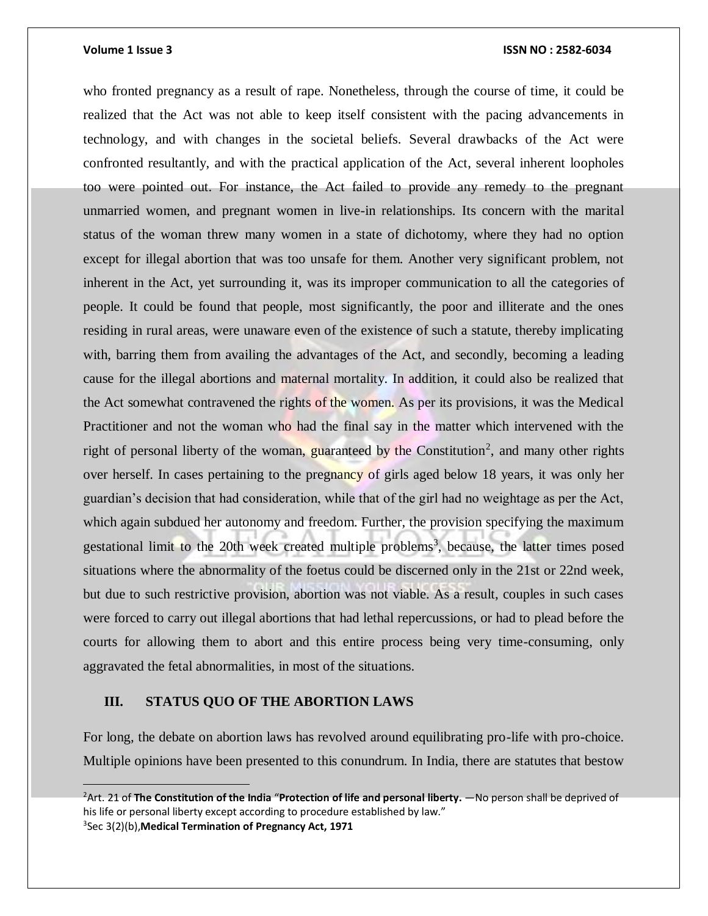who fronted pregnancy as a result of rape. Nonetheless, through the course of time, it could be realized that the Act was not able to keep itself consistent with the pacing advancements in technology, and with changes in the societal beliefs. Several drawbacks of the Act were confronted resultantly, and with the practical application of the Act, several inherent loopholes too were pointed out. For instance, the Act failed to provide any remedy to the pregnant unmarried women, and pregnant women in live-in relationships. Its concern with the marital status of the woman threw many women in a state of dichotomy, where they had no option except for illegal abortion that was too unsafe for them. Another very significant problem, not inherent in the Act, yet surrounding it, was its improper communication to all the categories of people. It could be found that people, most significantly, the poor and illiterate and the ones residing in rural areas, were unaware even of the existence of such a statute, thereby implicating with, barring them from availing the advantages of the Act, and secondly, becoming a leading cause for the illegal abortions and maternal mortality. In addition, it could also be realized that the Act somewhat contravened the rights of the women. As per its provisions, it was the Medical Practitioner and not the woman who had the final say in the matter which intervened with the right of personal liberty of the woman, guaranteed by the Constitution[2], and many other rights over herself. In cases pertaining to the pregnancy of girls aged below 18 years, it was only her guardian's decision that had consideration, while that of the girl had no weightage as per the Act, which again subdued her autonomy and freedom. Further, the provision specifying the maximum gestational limit to the 20th week created multiple problems[3], because, the latter times posed situations where the abnormality of the foetus could be discerned only in the 21st or 22nd week, but due to such restrictive provision, abortion was not viable. As a result, couples in such cases were forced to carry out illegal abortions that had lethal repercussions, or had to plead before the courts for allowing them to abort and this entire process being very time-consuming, only aggravated the fetal abnormalities, in most of the situations.

## III. STATUS QUO OF THE ABORTION LAWS

For long, the debate on abortion laws has revolved around equilibrating pro-life with pro-choice. Multiple opinions have been presented to this conundrum. In India, there are statutes that bestow

---

[2]Art. 21 of **The Constitution of the India** "**Protection of life and personal liberty.** —No person shall be deprived of his life or personal liberty except according to procedure established by law."

[3]Sec 3(2)(b),**Medical Termination of Pregnancy Act, 1971**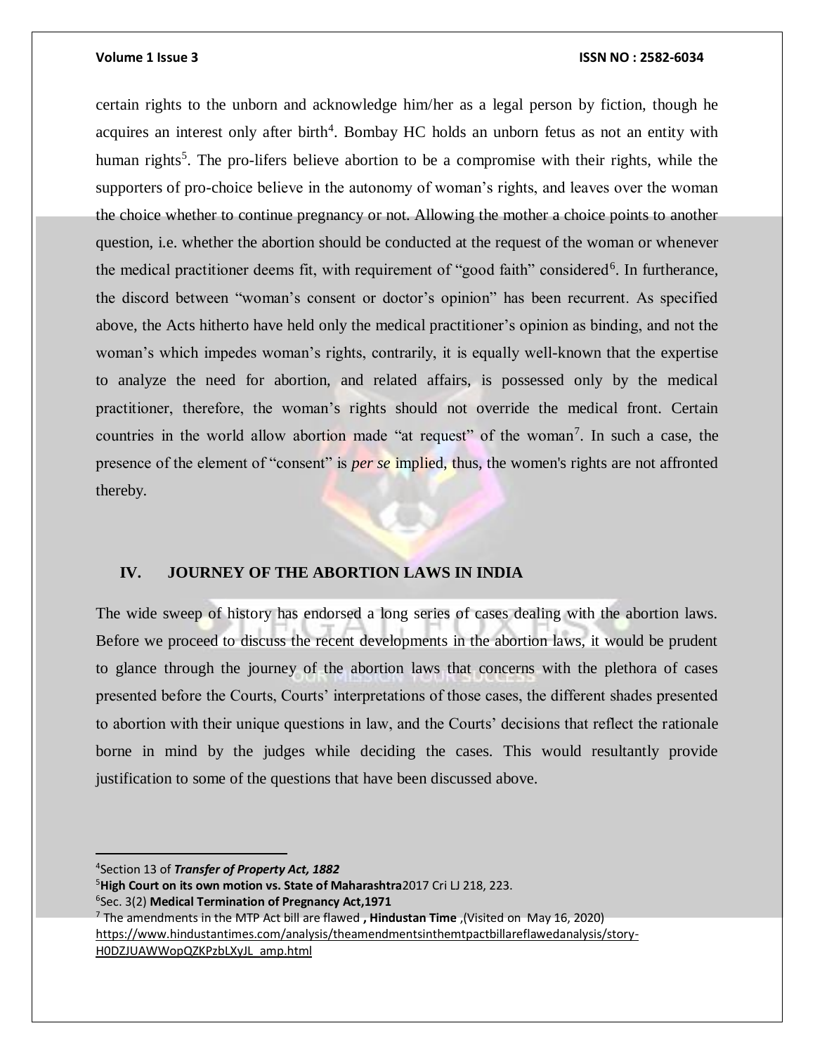certain rights to the unborn and acknowledge him/her as a legal person by fiction, though he acquires an interest only after birth[4]. Bombay HC holds an unborn fetus as not an entity with human rights[5]. The pro-lifers believe abortion to be a compromise with their rights, while the supporters of pro-choice believe in the autonomy of woman's rights, and leaves over the woman the choice whether to continue pregnancy or not. Allowing the mother a choice points to another question, i.e. whether the abortion should be conducted at the request of the woman or whenever the medical practitioner deems fit, with requirement of "good faith" considered[6]. In furtherance, the discord between "woman's consent or doctor's opinion" has been recurrent. As specified above, the Acts hitherto have held only the medical practitioner's opinion as binding, and not the woman's which impedes woman's rights, contrarily, it is equally well-known that the expertise to analyze the need for abortion, and related affairs, is possessed only by the medical practitioner, therefore, the woman's rights should not override the medical front. Certain countries in the world allow abortion made "at request" of the woman[7]. In such a case, the presence of the element of "consent" is *per se* implied, thus, the women's rights are not affronted thereby.

## IV. JOURNEY OF THE ABORTION LAWS IN INDIA

The wide sweep of history has endorsed a long series of cases dealing with the abortion laws. Before we proceed to discuss the recent developments in the abortion laws, it would be prudent to glance through the journey of the abortion laws that concerns with the plethora of cases presented before the Courts, Courts' interpretations of those cases, the different shades presented to abortion with their unique questions in law, and the Courts' decisions that reflect the rationale borne in mind by the judges while deciding the cases. This would resultantly provide justification to some of the questions that have been discussed above.

---

[4] Section 13 of ***Transfer of Property Act, 1882***

[5] **High Court on its own motion vs. State of Maharashtra** 2017 Cri LJ 218, 223.

[6] Sec. 3(2) **Medical Termination of Pregnancy Act,1971**

[7] The amendments in the MTP Act bill are flawed **, Hindustan Time** ,(Visited on May 16, 2020) https://www.hindustantimes.com/analysis/theamendmentsinthemtpactbillareflawedanalysis/story-H0DZJUAWWopQZKPzbLXyJL_amp.html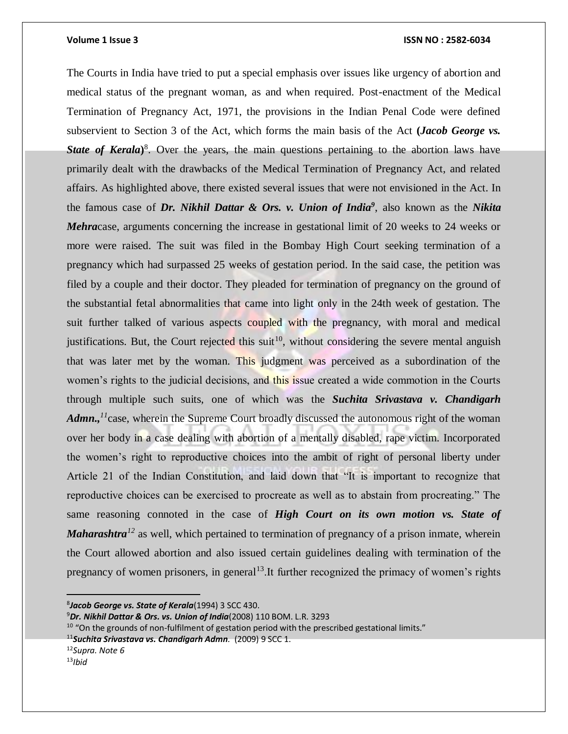The Courts in India have tried to put a special emphasis over issues like urgency of abortion and medical status of the pregnant woman, as and when required. Post-enactment of the Medical Termination of Pregnancy Act, 1971, the provisions in the Indian Penal Code were defined subservient to Section 3 of the Act, which forms the main basis of the Act (***Jacob George vs. State of Kerala***)[8]. Over the years, the main questions pertaining to the abortion laws have primarily dealt with the drawbacks of the Medical Termination of Pregnancy Act, and related affairs. As highlighted above, there existed several issues that were not envisioned in the Act. In the famous case of ***Dr. Nikhil Dattar & Ors. v. Union of India***[9], also known as the ***Nikita Mehra***case, arguments concerning the increase in gestational limit of 20 weeks to 24 weeks or more were raised. The suit was filed in the Bombay High Court seeking termination of a pregnancy which had surpassed 25 weeks of gestation period. In the said case, the petition was filed by a couple and their doctor. They pleaded for termination of pregnancy on the ground of the substantial fetal abnormalities that came into light only in the 24th week of gestation. The suit further talked of various aspects coupled with the pregnancy, with moral and medical justifications. But, the Court rejected this suit[10], without considering the severe mental anguish that was later met by the woman. This judgment was perceived as a subordination of the women's rights to the judicial decisions, and this issue created a wide commotion in the Courts through multiple such suits, one of which was the ***Suchita Srivastava v. Chandigarh Admn.,***[11]case, wherein the Supreme Court broadly discussed the autonomous right of the woman over her body in a case dealing with abortion of a mentally disabled, rape victim. Incorporated the women's right to reproductive choices into the ambit of right of personal liberty under Article 21 of the Indian Constitution, and laid down that "It is important to recognize that reproductive choices can be exercised to procreate as well as to abstain from procreating." The same reasoning connoted in the case of ***High Court on its own motion vs. State of Maharashtra***[12] as well, which pertained to termination of pregnancy of a prison inmate, wherein the Court allowed abortion and also issued certain guidelines dealing with termination of the pregnancy of women prisoners, in general[13].It further recognized the primacy of women's rights

---

[8] ***Jacob George vs. State of Kerala***(1994) 3 SCC 430.

[9] ***Dr. Nikhil Dattar & Ors. vs. Union of India***(2008) 110 BOM. L.R. 3293

[10] "On the grounds of non-fulfilment of gestation period with the prescribed gestational limits."

[11] ***Suchita Srivastava vs. Chandigarh Admn***. (2009) 9 SCC 1.

[12] *Supra. Note 6*

[13] *Ibid*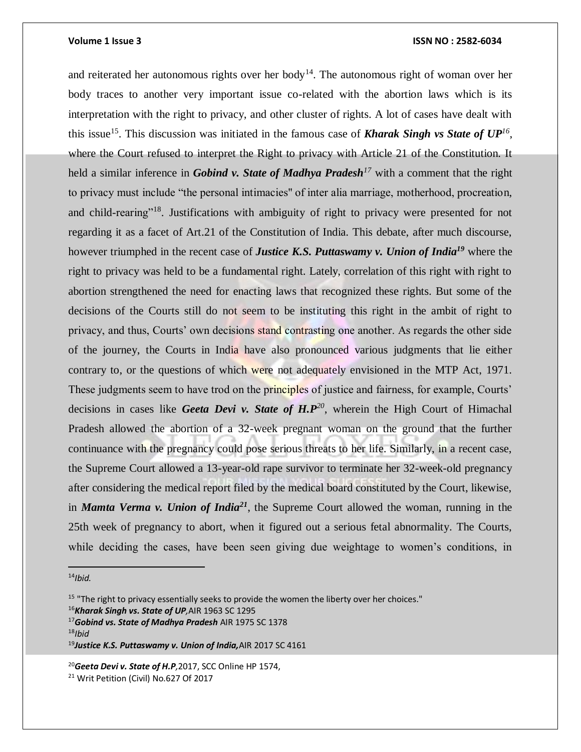and reiterated her autonomous rights over her body[14]. The autonomous right of woman over her body traces to another very important issue co-related with the abortion laws which is its interpretation with the right to privacy, and other cluster of rights. A lot of cases have dealt with this issue[15]. This discussion was initiated in the famous case of ***Kharak Singh vs State of UP***[16], where the Court refused to interpret the Right to privacy with Article 21 of the Constitution. It held a similar inference in ***Gobind v. State of Madhya Pradesh***[17] with a comment that the right to privacy must include "the personal intimacies" of inter alia marriage, motherhood, procreation, and child-rearing"[18]. Justifications with ambiguity of right to privacy were presented for not regarding it as a facet of Art.21 of the Constitution of India. This debate, after much discourse, however triumphed in the recent case of ***Justice K.S. Puttaswamy v. Union of India***[19] where the right to privacy was held to be a fundamental right. Lately, correlation of this right with right to abortion strengthened the need for enacting laws that recognized these rights. But some of the decisions of the Courts still do not seem to be instituting this right in the ambit of right to privacy, and thus, Courts' own decisions stand contrasting one another. As regards the other side of the journey, the Courts in India have also pronounced various judgments that lie either contrary to, or the questions of which were not adequately envisioned in the MTP Act, 1971. These judgments seem to have trod on the principles of justice and fairness, for example, Courts' decisions in cases like ***Geeta Devi v. State of H.P***[20], wherein the High Court of Himachal Pradesh allowed the abortion of a 32-week pregnant woman on the ground that the further continuance with the pregnancy could pose serious threats to her life. Similarly, in a recent case, the Supreme Court allowed a 13-year-old rape survivor to terminate her 32-week-old pregnancy after considering the medical report filed by the medical board constituted by the Court, likewise, in ***Mamta Verma v. Union of India***[21], the Supreme Court allowed the woman, running in the 25th week of pregnancy to abort, when it figured out a serious fetal abnormality. The Courts, while deciding the cases, have been seen giving due weightage to women's conditions, in

---

[14] *Ibid.*

[15] "The right to privacy essentially seeks to provide the women the liberty over her choices."

[16] ***Kharak Singh vs. State of UP***, AIR 1963 SC 1295

[17] ***Gobind vs. State of Madhya Pradesh*** AIR 1975 SC 1378

[18] *Ibid*

[19] ***Justice K.S. Puttaswamy v. Union of India***, AIR 2017 SC 4161

[20] ***Geeta Devi v. State of H.P***, 2017, SCC Online HP 1574,

[21] Writ Petition (Civil) No.627 Of 2017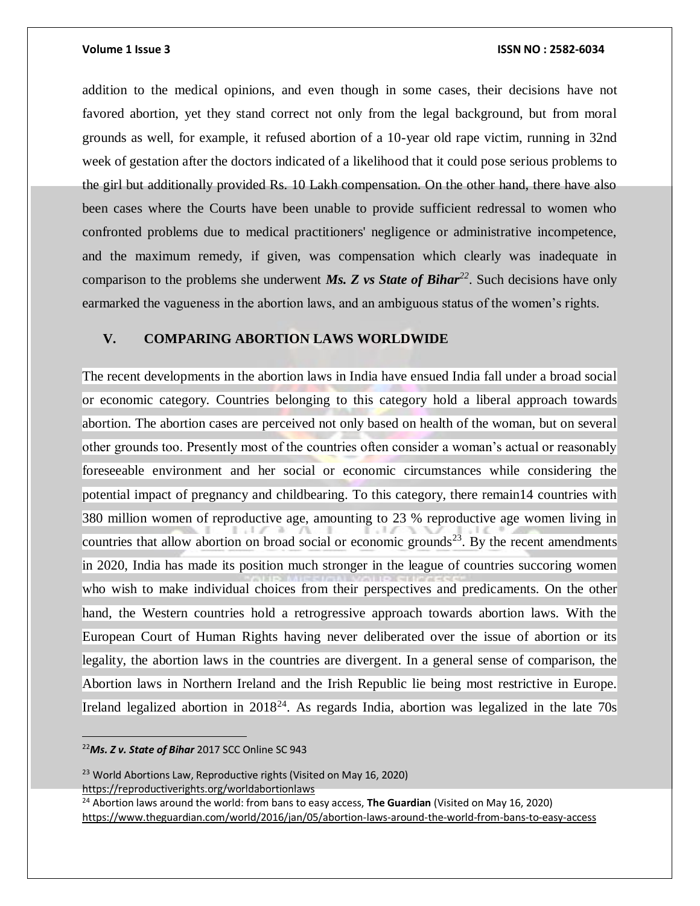addition to the medical opinions, and even though in some cases, their decisions have not favored abortion, yet they stand correct not only from the legal background, but from moral grounds as well, for example, it refused abortion of a 10-year old rape victim, running in 32nd week of gestation after the doctors indicated of a likelihood that it could pose serious problems to the girl but additionally provided Rs. 10 Lakh compensation. On the other hand, there have also been cases where the Courts have been unable to provide sufficient redressal to women who confronted problems due to medical practitioners' negligence or administrative incompetence, and the maximum remedy, if given, was compensation which clearly was inadequate in comparison to the problems she underwent ***Ms. Z vs State of Bihar***[22]. Such decisions have only earmarked the vagueness in the abortion laws, and an ambiguous status of the women's rights.

## V. COMPARING ABORTION LAWS WORLDWIDE

The recent developments in the abortion laws in India have ensued India fall under a broad social or economic category. Countries belonging to this category hold a liberal approach towards abortion. The abortion cases are perceived not only based on health of the woman, but on several other grounds too. Presently most of the countries often consider a woman's actual or reasonably foreseeable environment and her social or economic circumstances while considering the potential impact of pregnancy and childbearing. To this category, there remain14 countries with 380 million women of reproductive age, amounting to 23 % reproductive age women living in countries that allow abortion on broad social or economic grounds[23]. By the recent amendments in 2020, India has made its position much stronger in the league of countries succoring women who wish to make individual choices from their perspectives and predicaments. On the other hand, the Western countries hold a retrogressive approach towards abortion laws. With the European Court of Human Rights having never deliberated over the issue of abortion or its legality, the abortion laws in the countries are divergent. In a general sense of comparison, the Abortion laws in Northern Ireland and the Irish Republic lie being most restrictive in Europe. Ireland legalized abortion in 2018[24]. As regards India, abortion was legalized in the late 70s

---

[22] ***Ms. Z v. State of Bihar*** 2017 SCC Online SC 943

[23] World Abortions Law, Reproductive rights (Visited on May 16, 2020) https://reproductiverights.org/worldabortionlaws

[24] Abortion laws around the world: from bans to easy access, **The Guardian** (Visited on May 16, 2020) https://www.theguardian.com/world/2016/jan/05/abortion-laws-around-the-world-from-bans-to-easy-access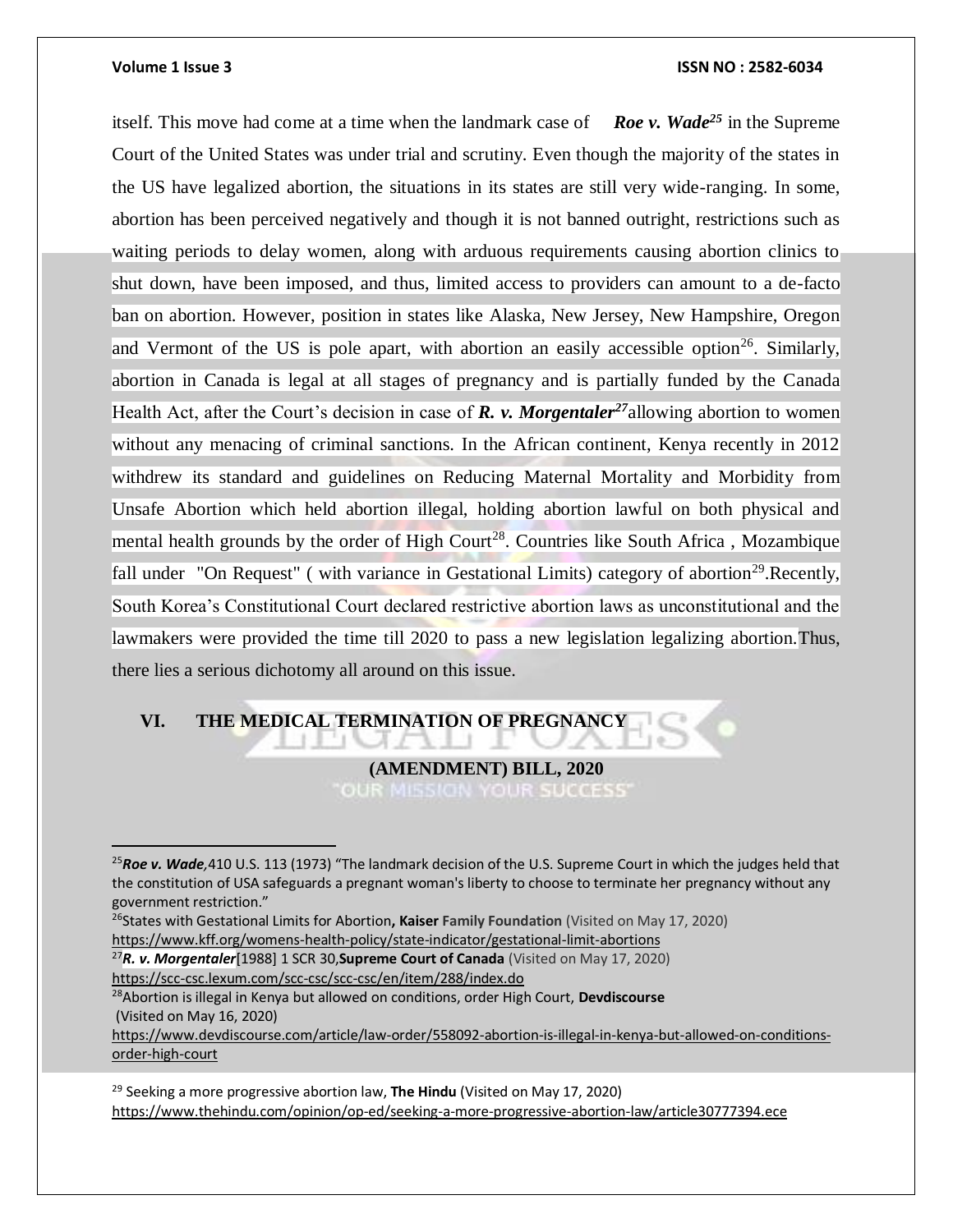itself. This move had come at a time when the landmark case of ***Roe v. Wade***[25] in the Supreme Court of the United States was under trial and scrutiny. Even though the majority of the states in the US have legalized abortion, the situations in its states are still very wide-ranging. In some, abortion has been perceived negatively and though it is not banned outright, restrictions such as waiting periods to delay women, along with arduous requirements causing abortion clinics to shut down, have been imposed, and thus, limited access to providers can amount to a de-facto ban on abortion. However, position in states like Alaska, New Jersey, New Hampshire, Oregon and Vermont of the US is pole apart, with abortion an easily accessible option[26]. Similarly, abortion in Canada is legal at all stages of pregnancy and is partially funded by the Canada Health Act, after the Court's decision in case of ***R. v. Morgentaler***[27]allowing abortion to women without any menacing of criminal sanctions. In the African continent, Kenya recently in 2012 withdrew its standard and guidelines on Reducing Maternal Mortality and Morbidity from Unsafe Abortion which held abortion illegal, holding abortion lawful on both physical and mental health grounds by the order of High Court[28]. Countries like South Africa , Mozambique fall under "On Request" ( with variance in Gestational Limits) category of abortion[29].Recently, South Korea's Constitutional Court declared restrictive abortion laws as unconstitutional and the lawmakers were provided the time till 2020 to pass a new legislation legalizing abortion.Thus, there lies a serious dichotomy all around on this issue.

## VI. THE MEDICAL TERMINATION OF PREGNANCY (AMENDMENT) BILL, 2020

---

[25]***Roe v. Wade***,410 U.S. 113 (1973) "The landmark decision of the U.S. Supreme Court in which the judges held that the constitution of USA safeguards a pregnant woman's liberty to choose to terminate her pregnancy without any government restriction."

[26]States with Gestational Limits for Abortion**, Kaiser Family Foundation** (Visited on May 17, 2020) https://www.kff.org/womens-health-policy/state-indicator/gestational-limit-abortions

[27]***R. v. Morgentaler***[1988] 1 SCR 30,**Supreme Court of Canada** (Visited on May 17, 2020) https://scc-csc.lexum.com/scc-csc/scc-csc/en/item/288/index.do

[28]Abortion is illegal in Kenya but allowed on conditions, order High Court, **Devdiscourse** (Visited on May 16, 2020) https://www.devdiscourse.com/article/law-order/558092-abortion-is-illegal-in-kenya-but-allowed-on-conditions-order-high-court

[29] Seeking a more progressive abortion law, **The Hindu** (Visited on May 17, 2020) https://www.thehindu.com/opinion/op-ed/seeking-a-more-progressive-abortion-law/article30777394.ece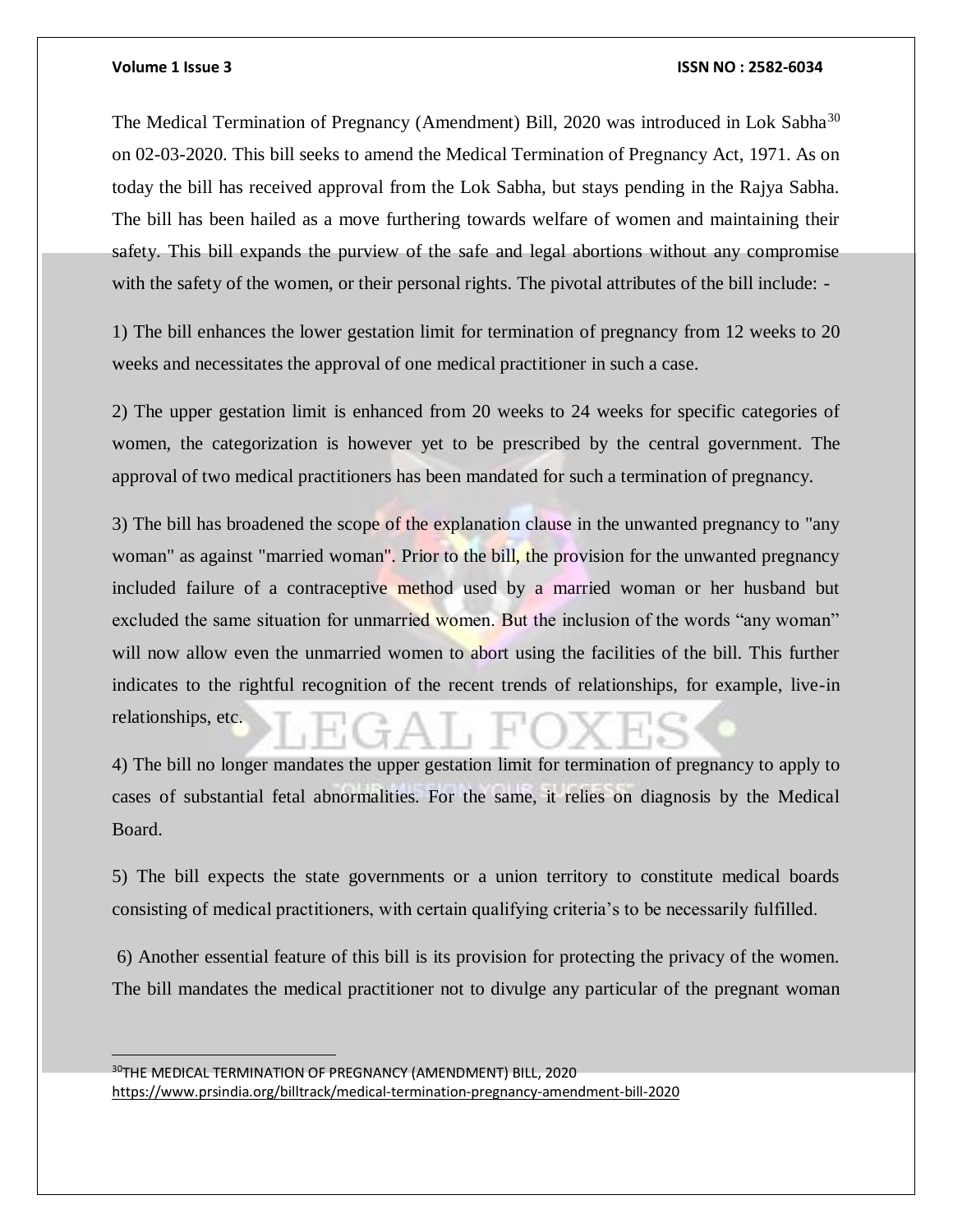The Medical Termination of Pregnancy (Amendment) Bill, 2020 was introduced in Lok Sabha[30] on 02-03-2020. This bill seeks to amend the Medical Termination of Pregnancy Act, 1971. As on today the bill has received approval from the Lok Sabha, but stays pending in the Rajya Sabha. The bill has been hailed as a move furthering towards welfare of women and maintaining their safety. This bill expands the purview of the safe and legal abortions without any compromise with the safety of the women, or their personal rights. The pivotal attributes of the bill include: -

1) The bill enhances the lower gestation limit for termination of pregnancy from 12 weeks to 20 weeks and necessitates the approval of one medical practitioner in such a case.

2) The upper gestation limit is enhanced from 20 weeks to 24 weeks for specific categories of women, the categorization is however yet to be prescribed by the central government. The approval of two medical practitioners has been mandated for such a termination of pregnancy.

3) The bill has broadened the scope of the explanation clause in the unwanted pregnancy to "any woman" as against "married woman". Prior to the bill, the provision for the unwanted pregnancy included failure of a contraceptive method used by a married woman or her husband but excluded the same situation for unmarried women. But the inclusion of the words "any woman" will now allow even the unmarried women to abort using the facilities of the bill. This further indicates to the rightful recognition of the recent trends of relationships, for example, live-in relationships, etc.

4) The bill no longer mandates the upper gestation limit for termination of pregnancy to apply to cases of substantial fetal abnormalities. For the same, it relies on diagnosis by the Medical Board.

5) The bill expects the state governments or a union territory to constitute medical boards consisting of medical practitioners, with certain qualifying criteria's to be necessarily fulfilled.

6) Another essential feature of this bill is its provision for protecting the privacy of the women. The bill mandates the medical practitioner not to divulge any particular of the pregnant woman

---

[30] THE MEDICAL TERMINATION OF PREGNANCY (AMENDMENT) BILL, 2020 https://www.prsindia.org/billtrack/medical-termination-pregnancy-amendment-bill-2020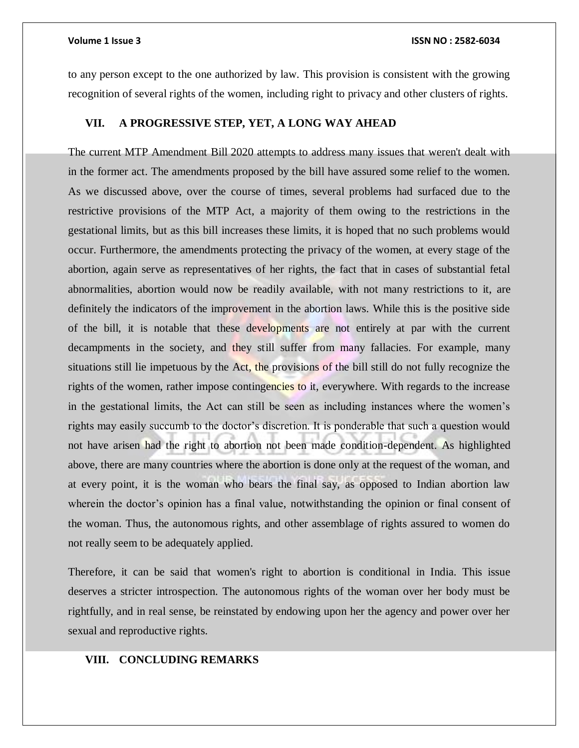to any person except to the one authorized by law. This provision is consistent with the growing recognition of several rights of the women, including right to privacy and other clusters of rights.

## VII. A PROGRESSIVE STEP, YET, A LONG WAY AHEAD

The current MTP Amendment Bill 2020 attempts to address many issues that weren't dealt with in the former act. The amendments proposed by the bill have assured some relief to the women. As we discussed above, over the course of times, several problems had surfaced due to the restrictive provisions of the MTP Act, a majority of them owing to the restrictions in the gestational limits, but as this bill increases these limits, it is hoped that no such problems would occur. Furthermore, the amendments protecting the privacy of the women, at every stage of the abortion, again serve as representatives of her rights, the fact that in cases of substantial fetal abnormalities, abortion would now be readily available, with not many restrictions to it, are definitely the indicators of the improvement in the abortion laws. While this is the positive side of the bill, it is notable that these developments are not entirely at par with the current decampments in the society, and they still suffer from many fallacies. For example, many situations still lie impetuous by the Act, the provisions of the bill still do not fully recognize the rights of the women, rather impose contingencies to it, everywhere. With regards to the increase in the gestational limits, the Act can still be seen as including instances where the women's rights may easily succumb to the doctor's discretion. It is ponderable that such a question would not have arisen had the right to abortion not been made condition-dependent. As highlighted above, there are many countries where the abortion is done only at the request of the woman, and at every point, it is the woman who bears the final say, as opposed to Indian abortion law wherein the doctor's opinion has a final value, notwithstanding the opinion or final consent of the woman. Thus, the autonomous rights, and other assemblage of rights assured to women do not really seem to be adequately applied.

Therefore, it can be said that women's right to abortion is conditional in India. This issue deserves a stricter introspection. The autonomous rights of the woman over her body must be rightfully, and in real sense, be reinstated by endowing upon her the agency and power over her sexual and reproductive rights.

## VIII. CONCLUDING REMARKS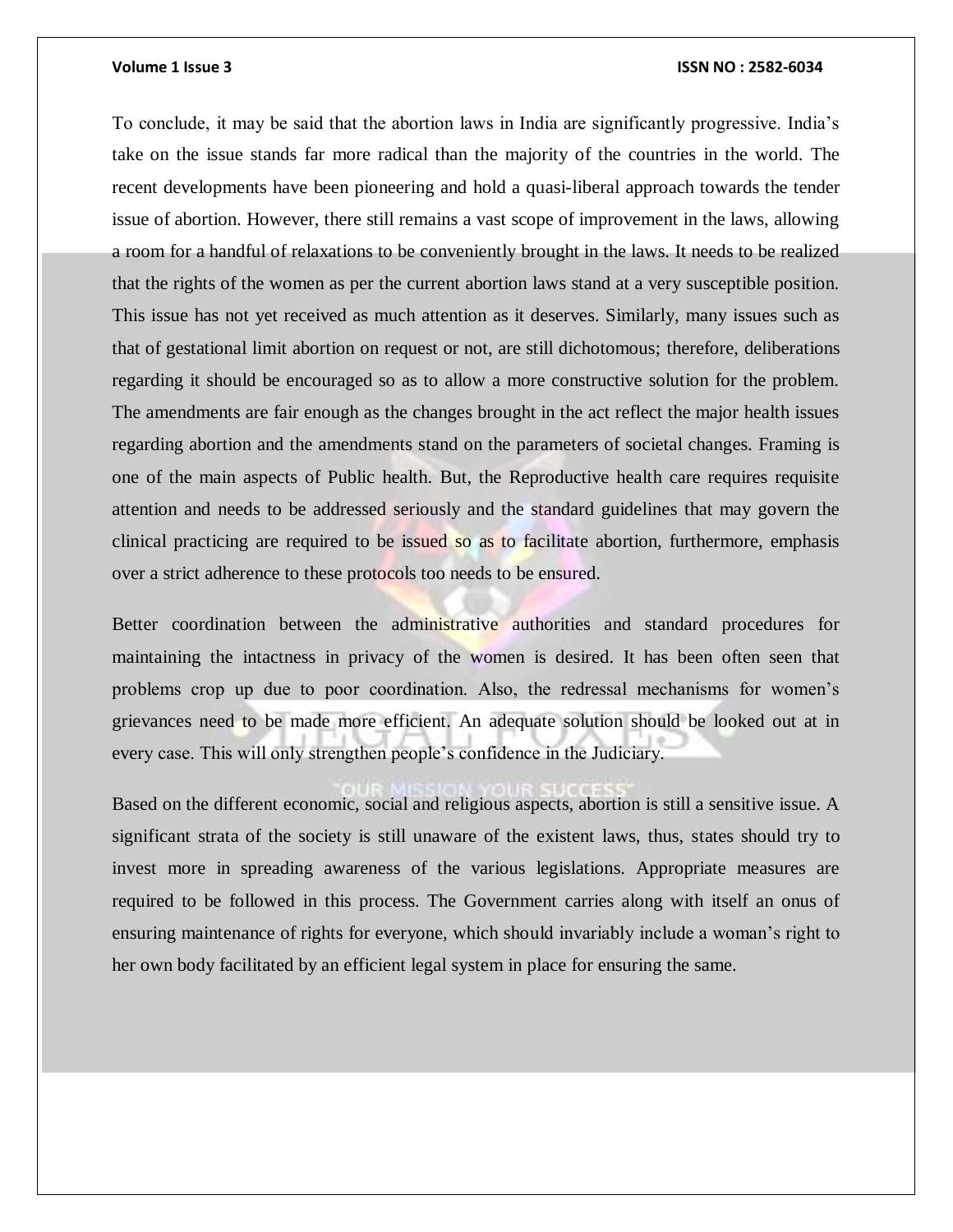To conclude, it may be said that the abortion laws in India are significantly progressive. India's take on the issue stands far more radical than the majority of the countries in the world. The recent developments have been pioneering and hold a quasi-liberal approach towards the tender issue of abortion. However, there still remains a vast scope of improvement in the laws, allowing a room for a handful of relaxations to be conveniently brought in the laws. It needs to be realized that the rights of the women as per the current abortion laws stand at a very susceptible position. This issue has not yet received as much attention as it deserves. Similarly, many issues such as that of gestational limit abortion on request or not, are still dichotomous; therefore, deliberations regarding it should be encouraged so as to allow a more constructive solution for the problem. The amendments are fair enough as the changes brought in the act reflect the major health issues regarding abortion and the amendments stand on the parameters of societal changes. Framing is one of the main aspects of Public health. But, the Reproductive health care requires requisite attention and needs to be addressed seriously and the standard guidelines that may govern the clinical practicing are required to be issued so as to facilitate abortion, furthermore, emphasis over a strict adherence to these protocols too needs to be ensured.

Better coordination between the administrative authorities and standard procedures for maintaining the intactness in privacy of the women is desired. It has been often seen that problems crop up due to poor coordination. Also, the redressal mechanisms for women's grievances need to be made more efficient. An adequate solution should be looked out at in every case. This will only strengthen people's confidence in the Judiciary.

Based on the different economic, social and religious aspects, abortion is still a sensitive issue. A significant strata of the society is still unaware of the existent laws, thus, states should try to invest more in spreading awareness of the various legislations. Appropriate measures are required to be followed in this process. The Government carries along with itself an onus of ensuring maintenance of rights for everyone, which should invariably include a woman's right to her own body facilitated by an efficient legal system in place for ensuring the same.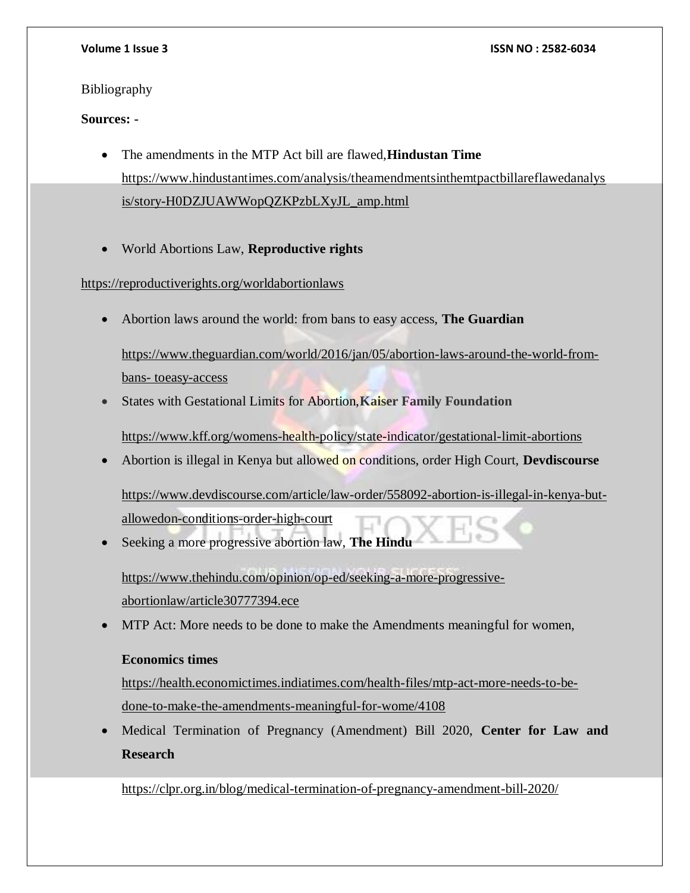Bibliography

**Sources: -**

- The amendments in the MTP Act bill are flawed,**Hindustan Time**
  https://www.hindustantimes.com/analysis/theamendmentsinthemtpactbillareflawedanalysis/story-H0DZJUAWWopQZKPzbLXyJL_amp.html

- World Abortions Law, **Reproductive rights**

https://reproductiverights.org/worldabortionlaws

- Abortion laws around the world: from bans to easy access, **The Guardian**

  https://www.theguardian.com/world/2016/jan/05/abortion-laws-around-the-world-from-bans- toeasy-access

- States with Gestational Limits for Abortion,**Kaiser Family Foundation**

  https://www.kff.org/womens-health-policy/state-indicator/gestational-limit-abortions

- Abortion is illegal in Kenya but allowed on conditions, order High Court, **Devdiscourse**

  https://www.devdiscourse.com/article/law-order/558092-abortion-is-illegal-in-kenya-but-allowedon-conditions-order-high-court

- Seeking a more progressive abortion law, **The Hindu**

  https://www.thehindu.com/opinion/op-ed/seeking-a-more-progressive-abortionlaw/article30777394.ece

- MTP Act: More needs to be done to make the Amendments meaningful for women,

  **Economics times**
  https://health.economictimes.indiatimes.com/health-files/mtp-act-more-needs-to-be-done-to-make-the-amendments-meaningful-for-wome/4108

- Medical Termination of Pregnancy (Amendment) Bill 2020, **Center for Law and Research**

  https://clpr.org.in/blog/medical-termination-of-pregnancy-amendment-bill-2020/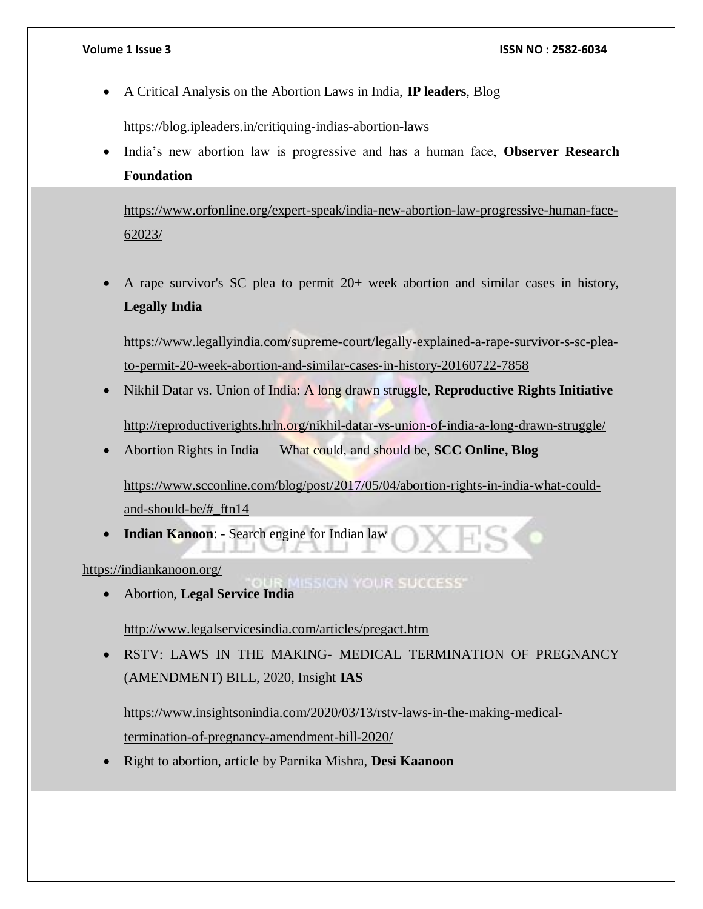- A Critical Analysis on the Abortion Laws in India, **IP leaders**, Blog

  https://blog.ipleaders.in/critiquing-indias-abortion-laws

- India's new abortion law is progressive and has a human face, **Observer Research Foundation**

  https://www.orfonline.org/expert-speak/india-new-abortion-law-progressive-human-face-62023/

- A rape survivor's SC plea to permit 20+ week abortion and similar cases in history, **Legally India**

  https://www.legallyindia.com/supreme-court/legally-explained-a-rape-survivor-s-sc-plea-to-permit-20-week-abortion-and-similar-cases-in-history-20160722-7858

- Nikhil Datar vs. Union of India: A long drawn struggle, **Reproductive Rights Initiative**

  http://reproductiverights.hrln.org/nikhil-datar-vs-union-of-india-a-long-drawn-struggle/

- Abortion Rights in India — What could, and should be, **SCC Online, Blog**

  https://www.scconline.com/blog/post/2017/05/04/abortion-rights-in-india-what-could-and-should-be/#_ftn14

- **Indian Kanoon**: - Search engine for Indian law

https://indiankanoon.org/

- Abortion, **Legal Service India**

  http://www.legalservicesindia.com/articles/pregact.htm

- RSTV: LAWS IN THE MAKING- MEDICAL TERMINATION OF PREGNANCY (AMENDMENT) BILL, 2020, Insight **IAS**

  https://www.insightsonindia.com/2020/03/13/rstv-laws-in-the-making-medical-termination-of-pregnancy-amendment-bill-2020/

- Right to abortion, article by Parnika Mishra, **Desi Kaanoon**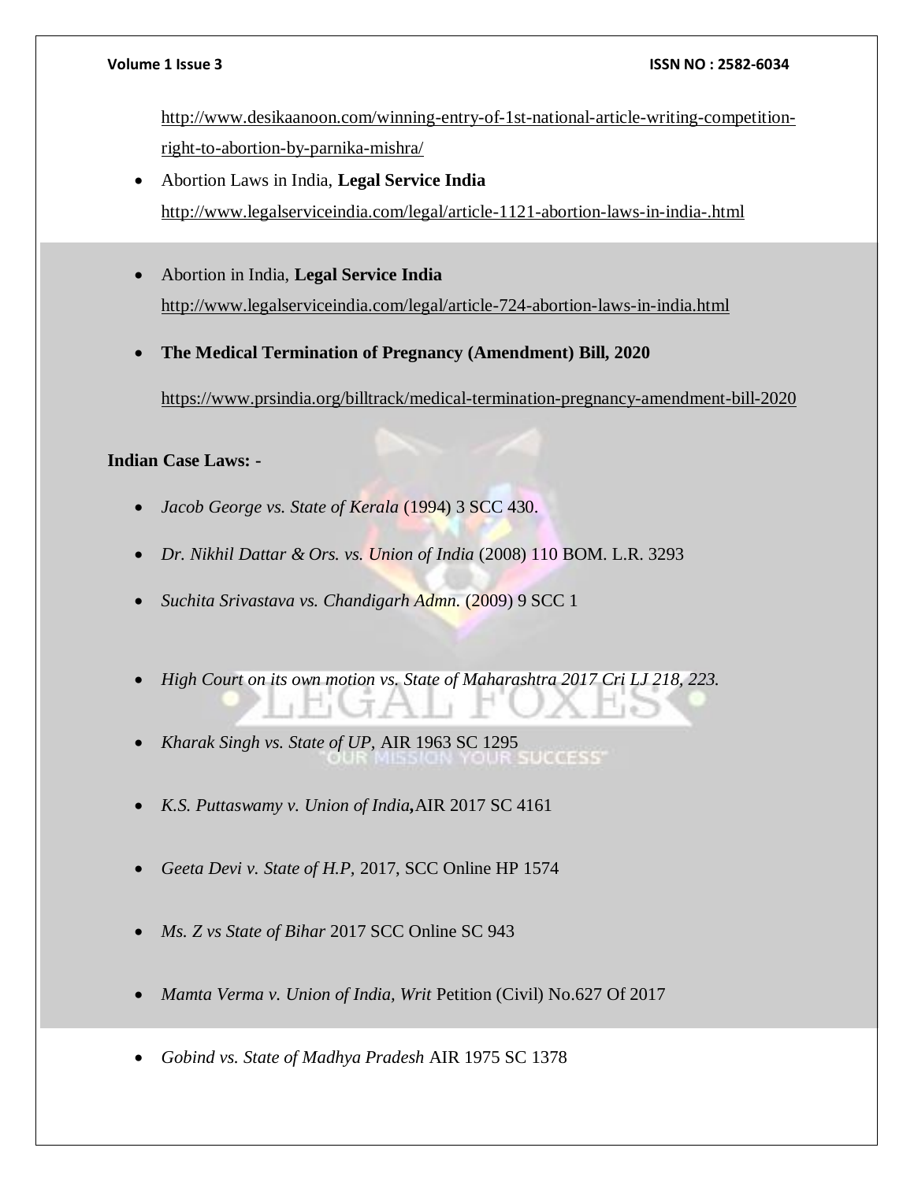http://www.desikaanoon.com/winning-entry-of-1st-national-article-writing-competition-right-to-abortion-by-parnika-mishra/

- Abortion Laws in India, **Legal Service India**
  http://www.legalserviceindia.com/legal/article-1121-abortion-laws-in-india-.html

- Abortion in India, **Legal Service India**
  http://www.legalserviceindia.com/legal/article-724-abortion-laws-in-india.html

- **The Medical Termination of Pregnancy (Amendment) Bill, 2020**

  https://www.prsindia.org/billtrack/medical-termination-pregnancy-amendment-bill-2020

**Indian Case Laws: -**

- *Jacob George vs. State of Kerala* (1994) 3 SCC 430.
- *Dr. Nikhil Dattar & Ors. vs. Union of India* (2008) 110 BOM. L.R. 3293
- *Suchita Srivastava vs. Chandigarh Admn.* (2009) 9 SCC 1
- *High Court on its own motion vs. State of Maharashtra 2017 Cri LJ 218, 223.*
- *Kharak Singh vs. State of UP,* AIR 1963 SC 1295
- *K.S. Puttaswamy v. Union of India***,**AIR 2017 SC 4161
- *Geeta Devi v. State of H.P,* 2017, SCC Online HP 1574
- *Ms. Z vs State of Bihar* 2017 SCC Online SC 943
- *Mamta Verma v. Union of India, Writ* Petition (Civil) No.627 Of 2017
- *Gobind vs. State of Madhya Pradesh* AIR 1975 SC 1378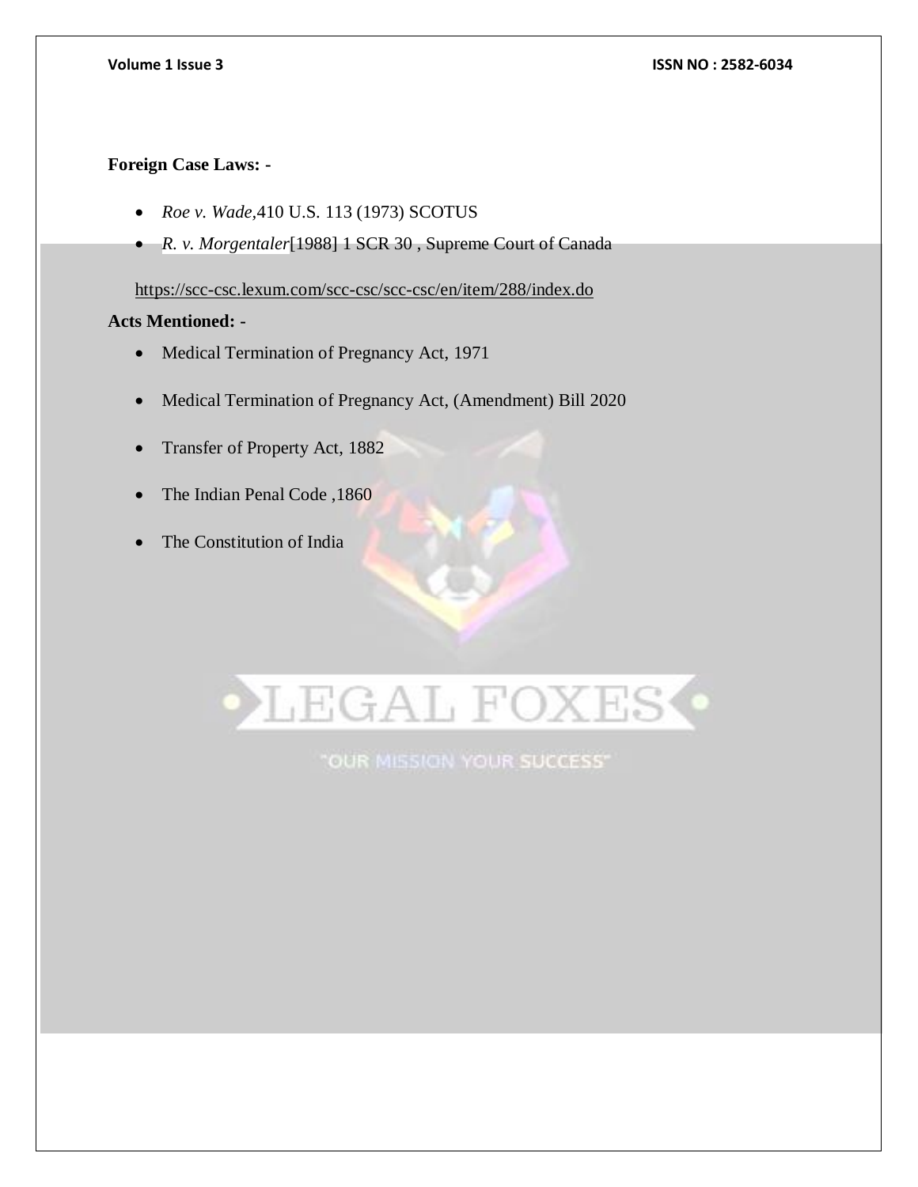**Foreign Case Laws: -**

- *Roe v. Wade*,410 U.S. 113 (1973) SCOTUS
- *R. v. Morgentaler*[1988] 1 SCR 30 , Supreme Court of Canada

https://scc-csc.lexum.com/scc-csc/scc-csc/en/item/288/index.do

**Acts Mentioned: -**

- Medical Termination of Pregnancy Act, 1971
- Medical Termination of Pregnancy Act, (Amendment) Bill 2020
- Transfer of Property Act, 1882
- The Indian Penal Code ,1860
- The Constitution of India